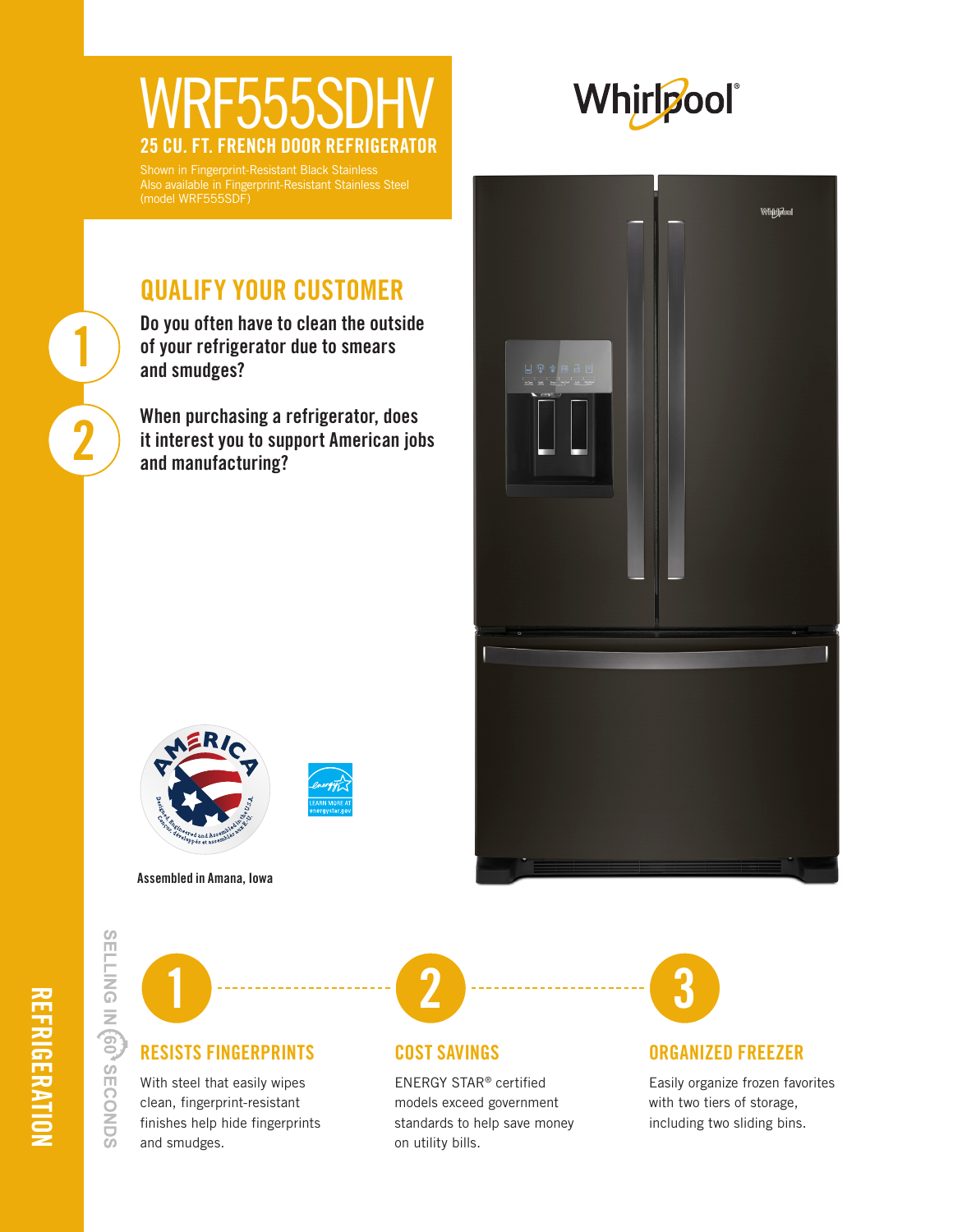# WRF555SDHV

## 25 CU. FT. FRENCH DOOR REFRIGERATOR

Shown in Fingerprint-Resistant Black Stainless
Also available in Fingerprint-Resistant Stainless Steel
(model WRF555SDF)

Whirlpool®

## QUALIFY YOUR CUSTOMER

1. Do you often have to clean the outside of your refrigerator due to smears and smudges?

2. When purchasing a refrigerator, does it interest you to support American jobs and manufacturing?

Assembled in Amana, Iowa

REFRIGERATION

SELLING IN 60 SECONDS

### 1 RESISTS FINGERPRINTS

With steel that easily wipes clean, fingerprint-resistant finishes help hide fingerprints and smudges.

### 2 COST SAVINGS

ENERGY STAR® certified models exceed government standards to help save money on utility bills.

### 3 ORGANIZED FREEZER

Easily organize frozen favorites with two tiers of storage, including two sliding bins.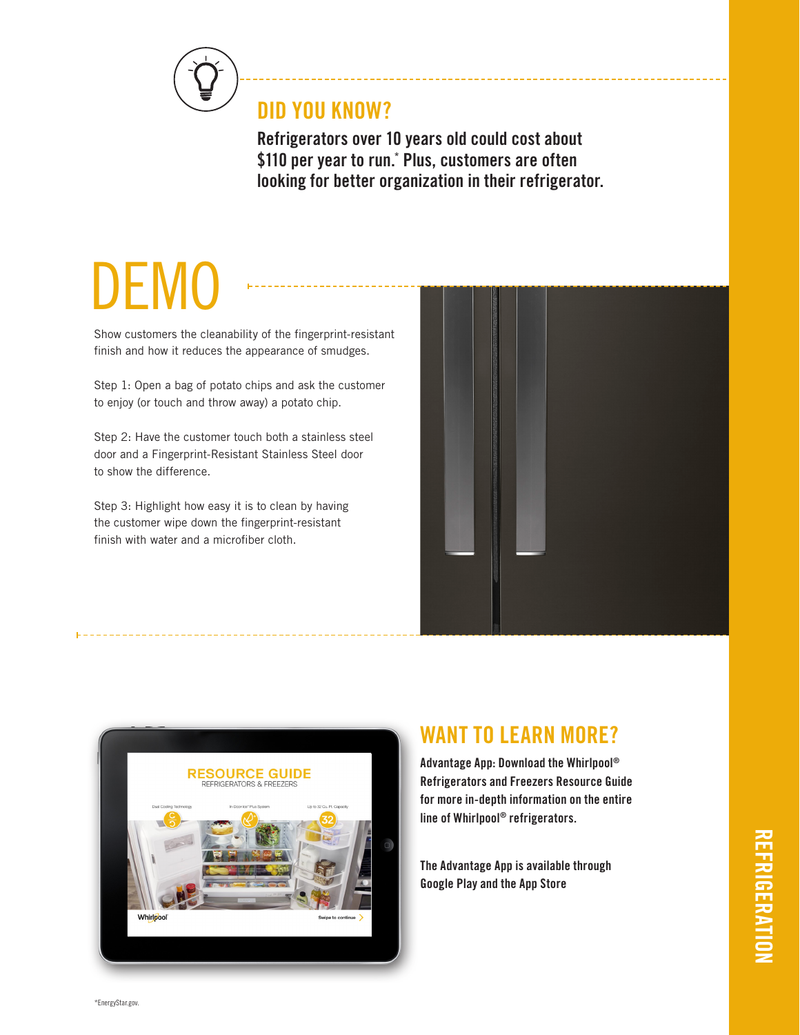## DID YOU KNOW?

**Refrigerators over 10 years old could cost about $110 per year to run.* Plus, customers are often looking for better organization in their refrigerator.**

# DEMO

Show customers the cleanability of the fingerprint-resistant finish and how it reduces the appearance of smudges.

Step 1: Open a bag of potato chips and ask the customer to enjoy (or touch and throw away) a potato chip.

Step 2: Have the customer touch both a stainless steel door and a Fingerprint-Resistant Stainless Steel door to show the difference.

Step 3: Highlight how easy it is to clean by having the customer wipe down the fingerprint-resistant finish with water and a microfiber cloth.

## WANT TO LEARN MORE?

**Advantage App: Download the Whirlpool® Refrigerators and Freezers Resource Guide for more in-depth information on the entire line of Whirlpool® refrigerators.**

**The Advantage App is available through Google Play and the App Store**

*EnergyStar.gov.